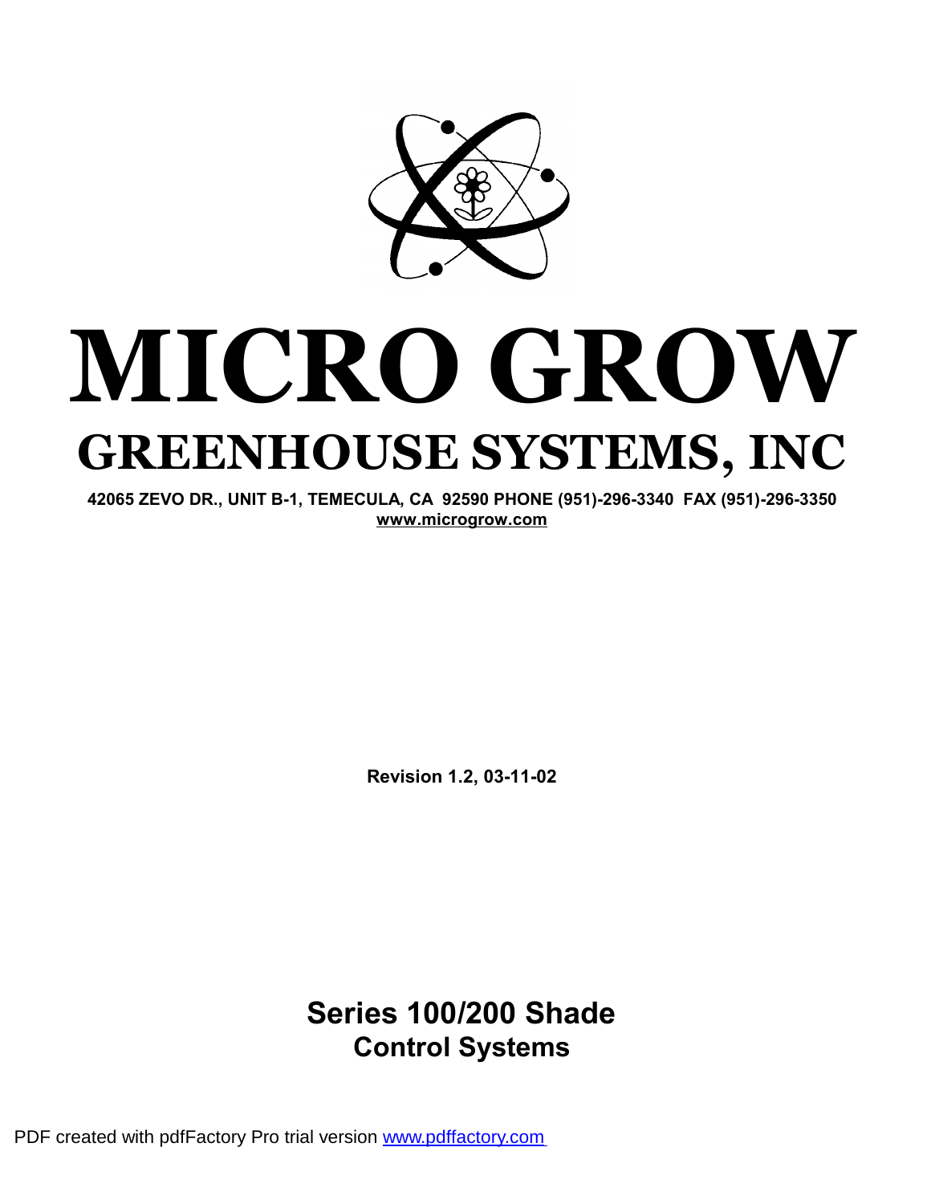# MICRO GROW

## GREENHOUSE SYSTEMS, INC

**42065 ZEVO DR., UNIT B-1, TEMECULA, CA 92590 PHONE (951)-296-3340 FAX (951)-296-3350**
**www.microgrow.com**

**Revision 1.2, 03-11-02**

## Series 100/200 Shade
### Control Systems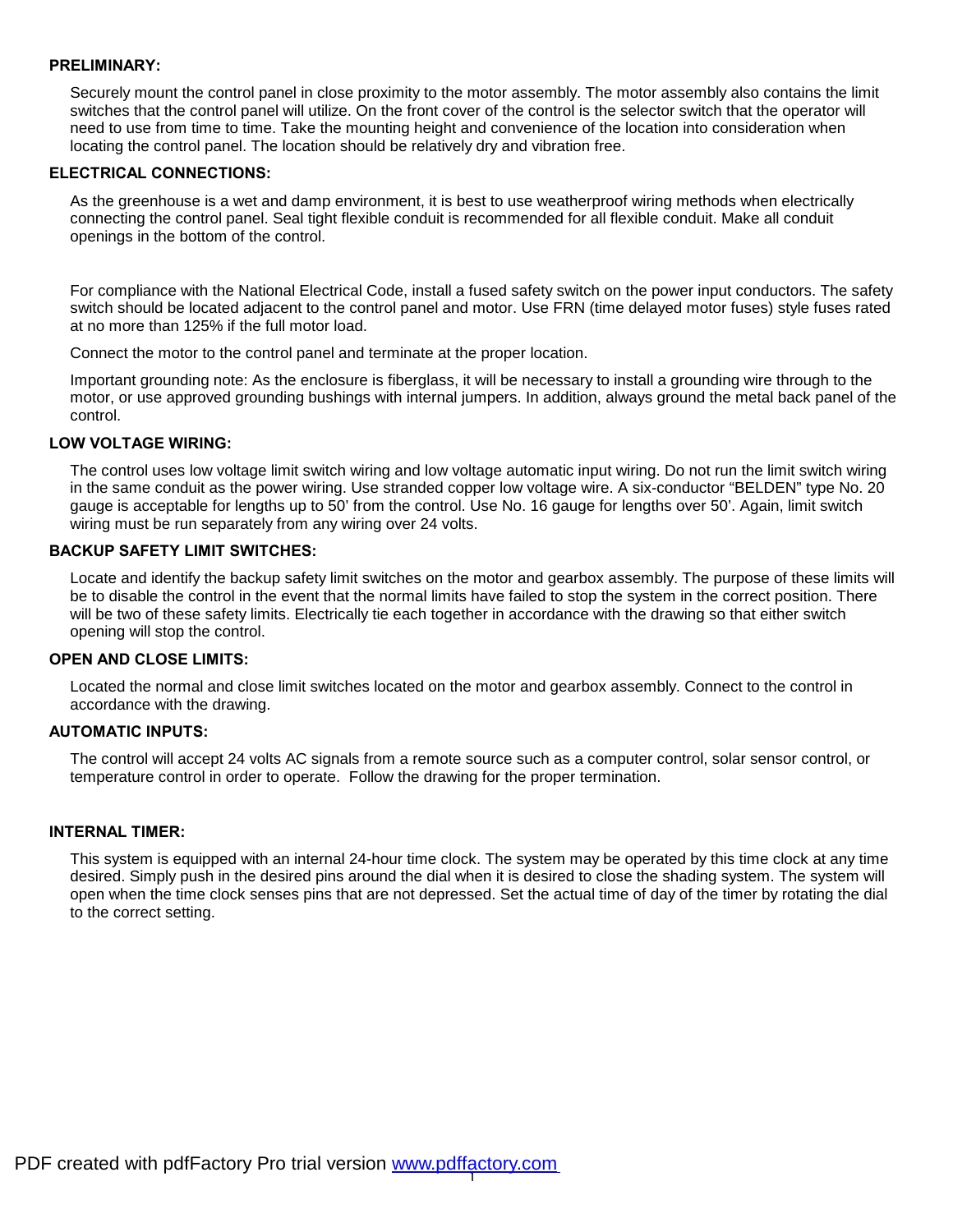### PRELIMINARY:

Securely mount the control panel in close proximity to the motor assembly. The motor assembly also contains the limit switches that the control panel will utilize. On the front cover of the control is the selector switch that the operator will need to use from time to time. Take the mounting height and convenience of the location into consideration when locating the control panel. The location should be relatively dry and vibration free.

### ELECTRICAL CONNECTIONS:

As the greenhouse is a wet and damp environment, it is best to use weatherproof wiring methods when electrically connecting the control panel. Seal tight flexible conduit is recommended for all flexible conduit. Make all conduit openings in the bottom of the control.

For compliance with the National Electrical Code, install a fused safety switch on the power input conductors. The safety switch should be located adjacent to the control panel and motor. Use FRN (time delayed motor fuses) style fuses rated at no more than 125% if the full motor load.

Connect the motor to the control panel and terminate at the proper location.

Important grounding note: As the enclosure is fiberglass, it will be necessary to install a grounding wire through to the motor, or use approved grounding bushings with internal jumpers. In addition, always ground the metal back panel of the control.

### LOW VOLTAGE WIRING:

The control uses low voltage limit switch wiring and low voltage automatic input wiring. Do not run the limit switch wiring in the same conduit as the power wiring. Use stranded copper low voltage wire. A six-conductor “BELDEN” type No. 20 gauge is acceptable for lengths up to 50’ from the control. Use No. 16 gauge for lengths over 50’. Again, limit switch wiring must be run separately from any wiring over 24 volts.

### BACKUP SAFETY LIMIT SWITCHES:

Locate and identify the backup safety limit switches on the motor and gearbox assembly. The purpose of these limits will be to disable the control in the event that the normal limits have failed to stop the system in the correct position. There will be two of these safety limits. Electrically tie each together in accordance with the drawing so that either switch opening will stop the control.

### OPEN AND CLOSE LIMITS:

Located the normal and close limit switches located on the motor and gearbox assembly. Connect to the control in accordance with the drawing.

### AUTOMATIC INPUTS:

The control will accept 24 volts AC signals from a remote source such as a computer control, solar sensor control, or temperature control in order to operate. Follow the drawing for the proper termination.

### INTERNAL TIMER:

This system is equipped with an internal 24-hour time clock. The system may be operated by this time clock at any time desired. Simply push in the desired pins around the dial when it is desired to close the shading system. The system will open when the time clock senses pins that are not depressed. Set the actual time of day of the timer by rotating the dial to the correct setting.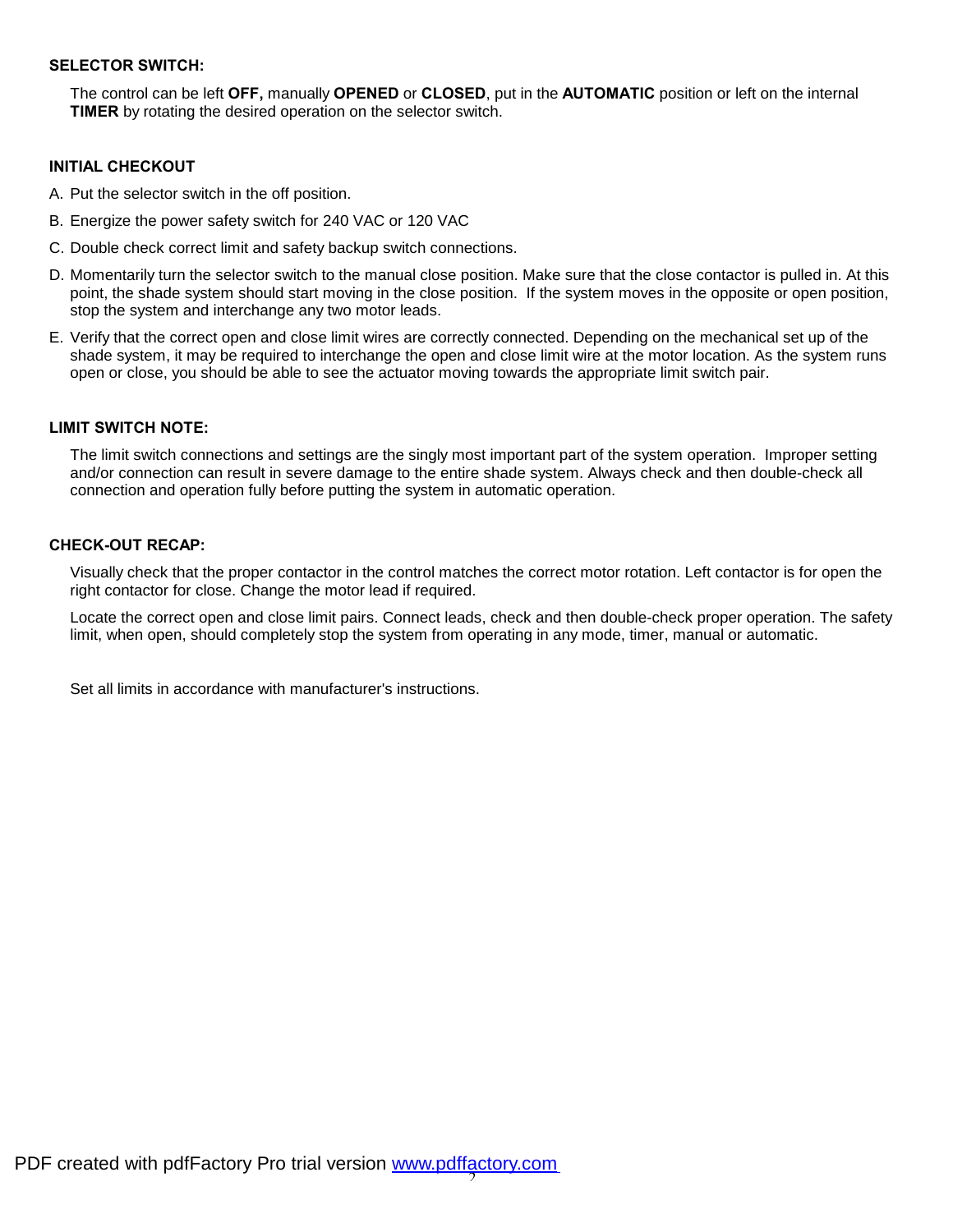### SELECTOR SWITCH:

The control can be left **OFF,** manually **OPENED** or **CLOSED**, put in the **AUTOMATIC** position or left on the internal **TIMER** by rotating the desired operation on the selector switch.

### INITIAL CHECKOUT

A. Put the selector switch in the off position.

B. Energize the power safety switch for 240 VAC or 120 VAC

C. Double check correct limit and safety backup switch connections.

D. Momentarily turn the selector switch to the manual close position. Make sure that the close contactor is pulled in. At this point, the shade system should start moving in the close position. If the system moves in the opposite or open position, stop the system and interchange any two motor leads.

E. Verify that the correct open and close limit wires are correctly connected. Depending on the mechanical set up of the shade system, it may be required to interchange the open and close limit wire at the motor location. As the system runs open or close, you should be able to see the actuator moving towards the appropriate limit switch pair.

### LIMIT SWITCH NOTE:

The limit switch connections and settings are the singly most important part of the system operation. Improper setting and/or connection can result in severe damage to the entire shade system. Always check and then double-check all connection and operation fully before putting the system in automatic operation.

### CHECK-OUT RECAP:

Visually check that the proper contactor in the control matches the correct motor rotation. Left contactor is for open the right contactor for close. Change the motor lead if required.

Locate the correct open and close limit pairs. Connect leads, check and then double-check proper operation. The safety limit, when open, should completely stop the system from operating in any mode, timer, manual or automatic.

Set all limits in accordance with manufacturer's instructions.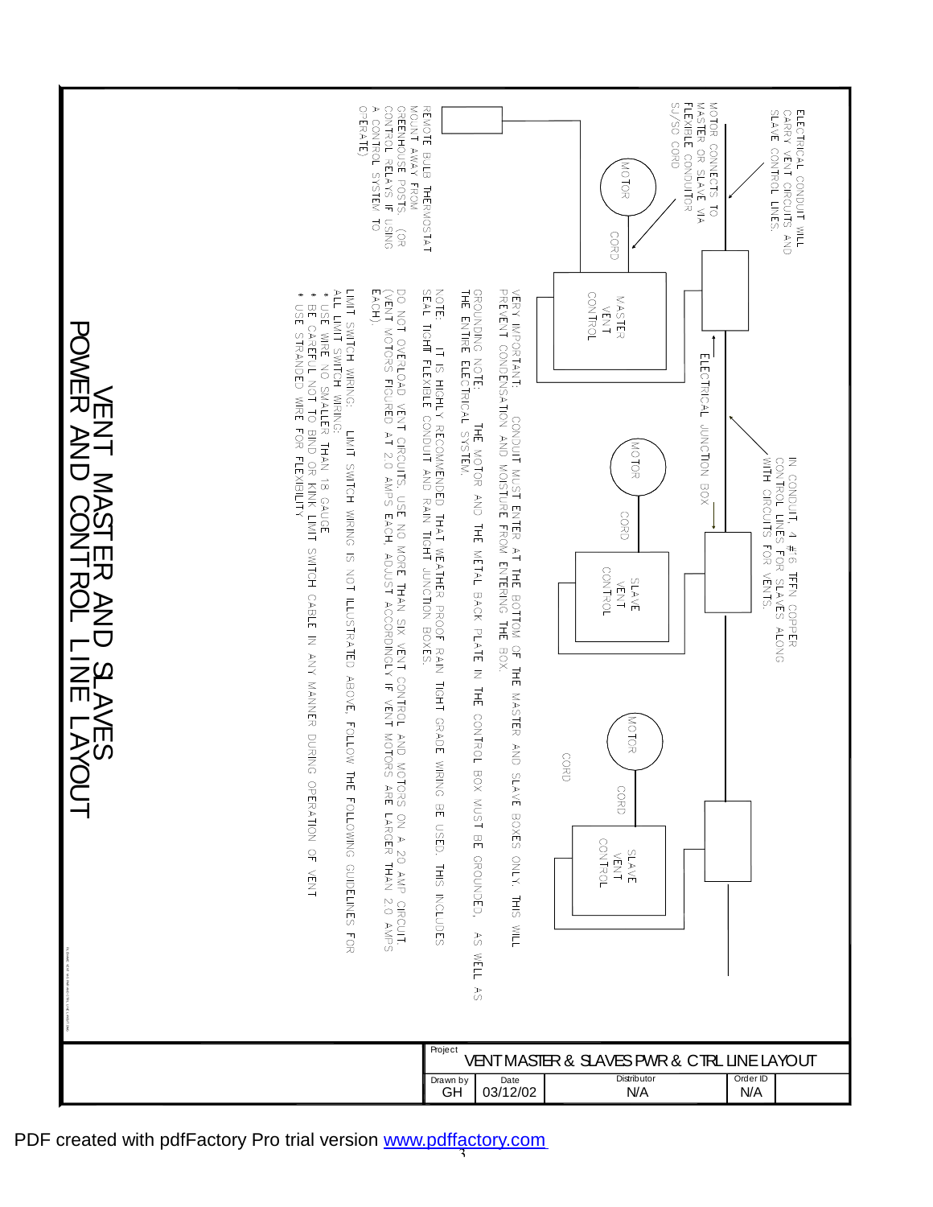# VENT MASTER AND SLAVES POWER AND CONTROL LINE LAYOUT

ELECTRICAL CONDUIT WILL CARRY VENT CIRCUITS AND SLAVE CONTROL LINES.

MOTOR CONNECTS TO MASTER OR SLAVE VIA FLEXIBLE CONDUCTOR SJ/SO CORD

IN CONDUIT, 4 #16 TFFN COPPER CONTROL LINES FOR SLAVES ALONG WITH CIRCUITS FOR VENTS.

ELECTRICAL JUNCTION BOX

MOTOR

CORD

MASTER VENT CONTROL

SLAVE VENT CONTROL

REMOTE BULB THERMOSTAT MOUNT AWAY FROM GREENHOUSE POSTS. (OR CONTROL RELAYS IF USING A CONTROL SYSTEM TO OPERATE)

VERY IMPORTANT: CONDUIT MUST ENTER AT THE BOTTOM OF THE MASTER AND SLAVE BOXES ONLY. THIS WILL PREVENT CONDENSATION AND MOISTURE FROM ENTERING THE BOX.

GROUNDING NOTE: THE MOTOR AND THE METAL BACK PLATE IN THE CONTROL BOX MUST BE GROUNDED, AS WELL AS THE ENTIRE ELECTRICAL SYSTEM.

NOTE: IT IS HIGHLY RECOMMENDED THAT WEATHER PROOF RAIN TIGHT GRADE WIRING BE USED. THIS INCLUDES SEAL TIGHT FLEXIBLE CONDUIT AND RAIN TIGHT JUNCTION BOXES.

DO NOT OVERLOAD VENT CIRCUITS. USE NO MORE THAN SIX VENT CONTROL AND MOTORS ON A 20 AMP CIRCUIT. (VENT MOTORS FIGURED AT 2.0 AMPS EACH. ADJUST ACCORDINGLY IF VENT MOTORS ARE LARGER THAN 2.0 AMPS EACH).

LIMIT SWITCH WIRING: LIMIT SWITCH WIRING IS NOT ILLUSTRATED ABOVE, FOLLOW THE FOLLOWING GUIDELINES FOR ALL LIMIT SWITCH WIRING:

* USE WIRE NO SMALLER THAN 18 GAUGE
* BE CAREFUL NOT TO BIND OR KINK LIMIT SWITCH CABLE IN ANY MANNER DURING OPERATION OF VENT
* USE STRANDED WIRE FOR FLEXIBILITY

| Project | VENT MASTER & SLAVES PWR & CTRL LINE LAYOUT | | |
|---|---|---|---|
| Drawn by: GH | Date: 03/12/02 | Distributor: N/A | Order ID: N/A |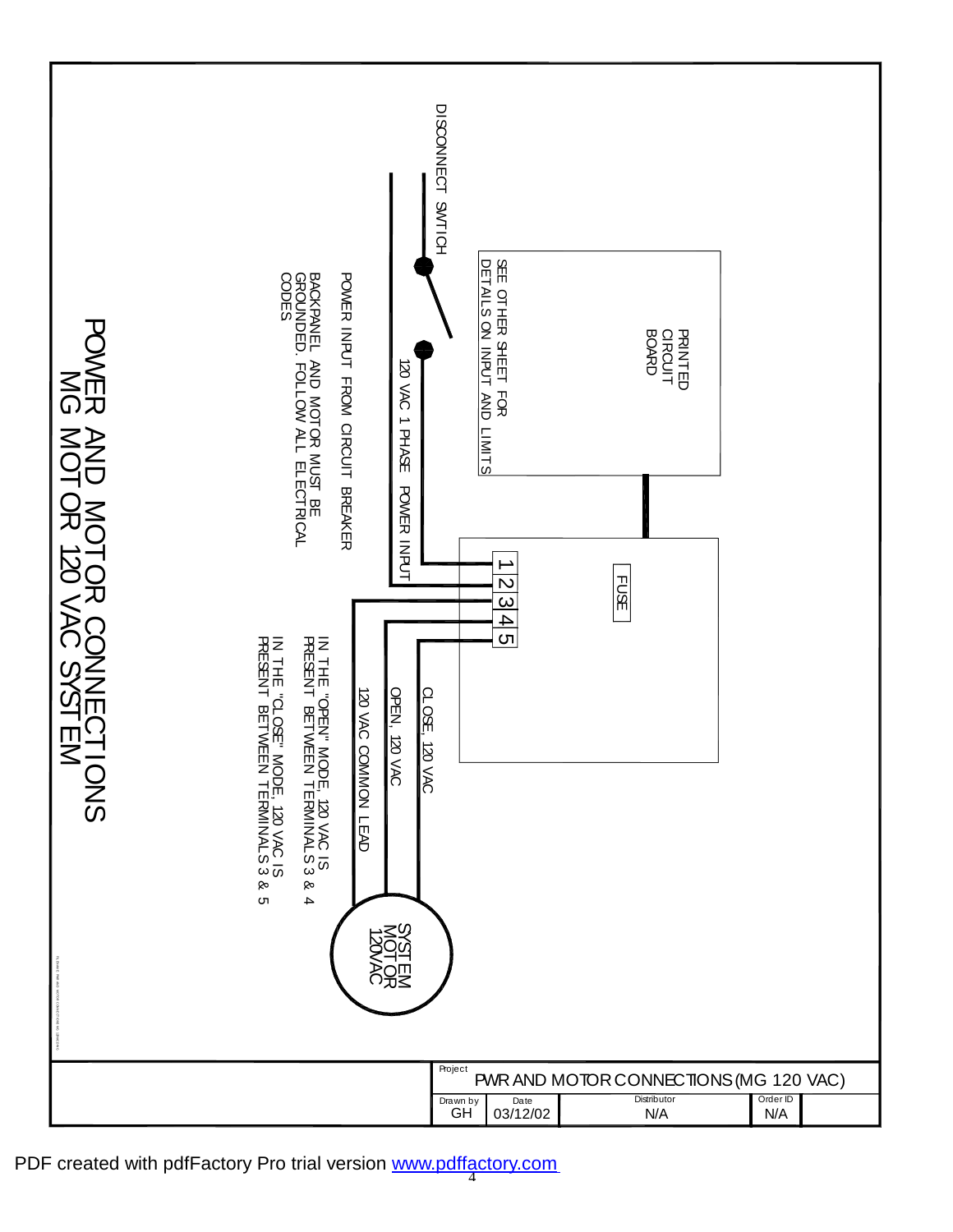# POWER AND MOTOR CONNECTIONS
## MG MOTOR 120 VAC SYSTEM

DISCONNECT SWITCH

PRINTED CIRCUIT BOARD

SEE OTHER SHEET FOR DETAILS ON INPUT AND LIMITS

FUSE

1 2 3 4 5

120 VAC 1 PHASE POWER INPUT

POWER INPUT FROM CIRCUIT BREAKER

BACKPANEL AND MOTOR MUST BE GROUNDED. FOLLOW ALL ELECTRICAL CODES

CLOSE, 120 VAC

OPEN, 120 VAC

120 VAC COMMON LEAD

IN THE "OPEN" MODE, 120 VAC IS PRESENT BETWEEN TERMINALS 3 & 4

IN THE "CLOSE" MODE, 120 VAC IS PRESENT BETWEEN TERMINALS 3 & 5

SYSTEM MOTOR 120VAC

| Project | PWR AND MOTOR CONNECTIONS (MG 120 VAC) | | |
|---|---|---|---|
| Drawn by: GH | Date: 03/12/02 | Distributor: N/A | Order ID: N/A |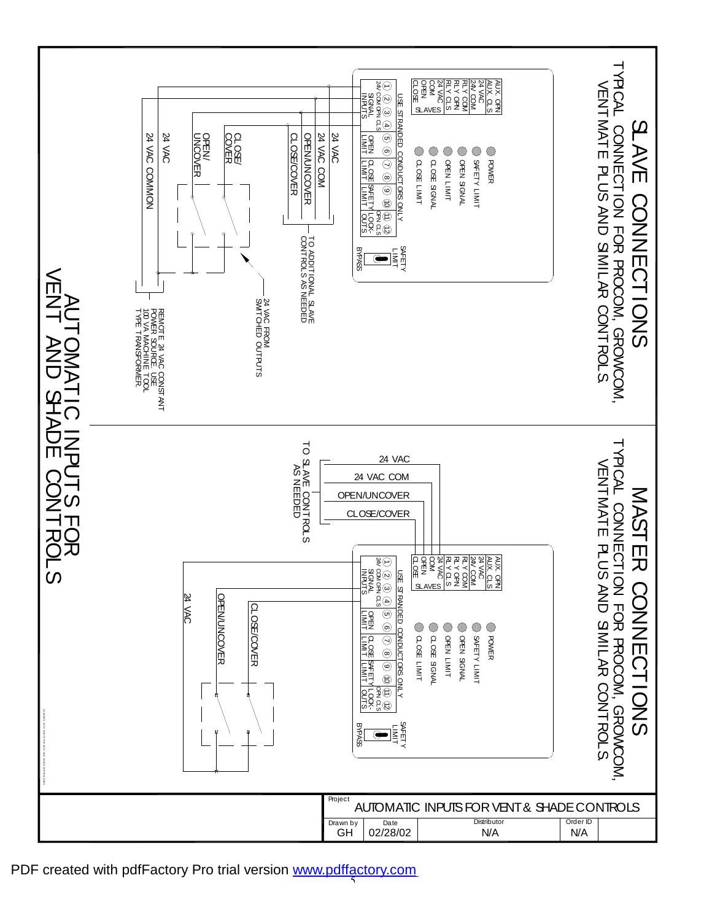# AUTOMATIC INPUTS FOR VENT AND SHADE CONTROLS

## SLAVE CONNECTIONS

TYPICAL CONNECTION FOR PROCOM, GROWCOM, VENTMATE PLUS AND SIMILAR CONTROLS.

AUX. OPN
AUX. CLS
24 VAC
24V COM
RLY COM
RLY OPN
RLY CLS
24 VAC
COM
OPEN
CLOSE

SLAVES

POWER
SAFETY LIMIT
OPEN SIGNAL
OPEN LIMIT
CLOSE SIGNAL
CLOSE LIMIT

USE STRANDED CONDUCTORS ONLY

① ② ③ ④ ⑤ ⑥ ⑦ ⑧ ⑨ ⑩ ⑪ ⑫

24V COM OPN CLS — SIGNAL INPUTS
OPEN LIMIT
CLOSE LIMIT
SAFETY LIMIT
OPN CLS LOCK-OUTS

SAFETY LIMIT
BYPASS

24 VAC
24 VAC COM
OPEN/UNCOVER
CLOSE/COVER

TO ADDITIONAL SLAVE CONTROLS AS NEEDED

CLOSE/ COVER
OPEN/ UNCOVER
24 VAC
24 VAC COMMON

24 VAC FROM SWITCHED OUTPUTS

REMOTE 24 VAC CONSTANT POWER SOURCE. USE 100 VA MACHINE TOOL TYPE TRANSFORMER.

## MASTER CONNECTIONS

TYPICAL CONNECTION FOR PROCOM, GROWCOM, VENTMATE PLUS AND SIMILAR CONTROLS.

AUX. OPN
AUX. CLS
24 VAC
24V COM
RLY COM
RLY OPN
RLY CLS
24 VAC
COM
OPEN
CLOSE

SLAVES

POWER
SAFETY LIMIT
OPEN SIGNAL
OPEN LIMIT
CLOSE SIGNAL
CLOSE LIMIT

USE STRANDED CONDUCTORS ONLY

① ② ③ ④ ⑤ ⑥ ⑦ ⑧ ⑨ ⑩ ⑪ ⑫

24V COM OPN CLS — SIGNAL INPUTS
OPEN LIMIT
CLOSE LIMIT
SAFETY LIMIT
OPN CLS LOCK-OUTS

SAFETY LIMIT
BYPASS

24 VAC
24 VAC COM
OPEN/UNCOVER
CLOSE/COVER

TO SLAVE CONTROLS AS NEEDED

24 VAC
OPEN/UNCOVER
CLOSE/COVER

| Project | AUTOMATIC INPUTS FOR VENT & SHADE CONTROLS | | | |
|---|---|---|---|---|
| Drawn by | Date | Distributor | Order ID | |
| GH | 02/28/02 | N/A | N/A | |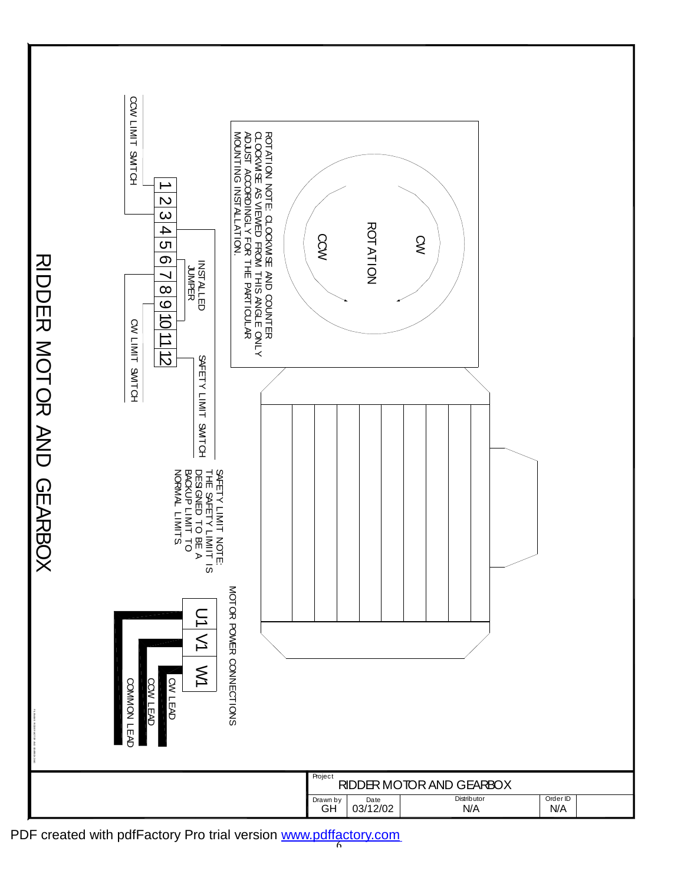# RIDDER MOTOR AND GEARBOX

ROTATION NOTE: CLOCKWISE AND COUNTER CLOCKWISE AS VIEWED FROM THIS ANGLE ONLY ADJUST ACCORDINGLY FOR THE PARTICULAR MOUNTING INSTALLATION.

ROTATION

CW

CCW

CCW LIMIT SWITCH

1 2 3 4 5 6 7 8 9 10 11 12

INSTALLED JUMPER

CW LIMIT SWITCH

SAFETY LIMIT SWITCH

SAFETY LIMIT NOTE: THE SAFETY LIMIT IS DESIGNED TO BE A BACKUP LIMIT TO NORMAL LIMITS

MOTOR POWER CONNECTIONS

U1 V1 W1

CW LEAD

CCW LEAD

COMMON LEAD

| Project | RIDDER MOTOR AND GEARBOX | | |
| --- | --- | --- | --- |
| Drawn by: GH | Date: 03/12/02 | Distributor: N/A | Order ID: N/A |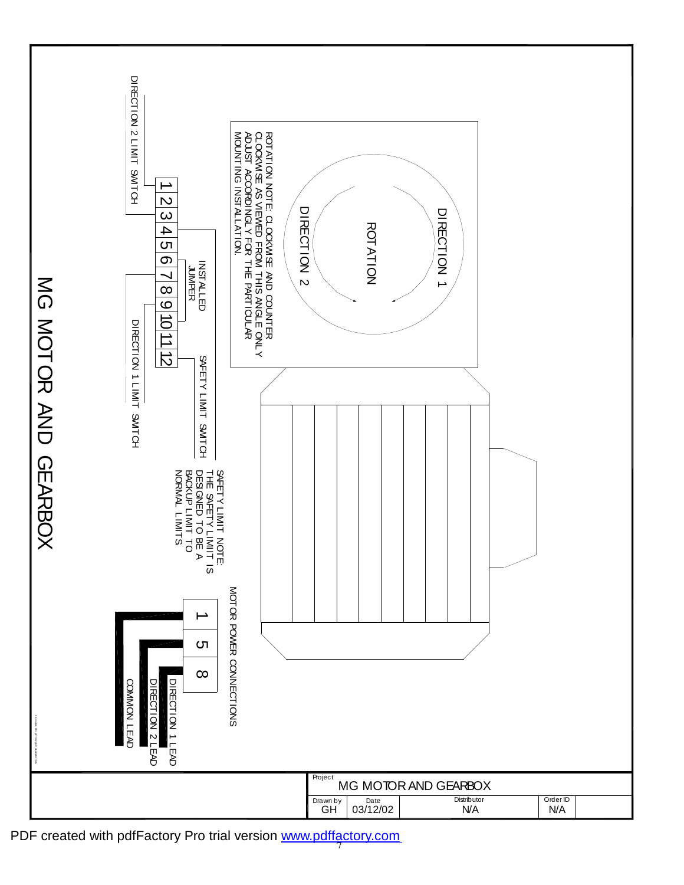# MG MOTOR AND GEARBOX

ROTATION NOTE: CLOCKWISE AND COUNTER CLOCKWISE AS VIEWED FROM THIS ANGLE ONLY ADJUST ACCORDINGLY FOR THE PARTICULAR MOUNTING INSTALLATION.

DIRECTION 1

ROTATION

DIRECTION 2

1 2 3 4 5 6 7 8 9 10 11 12

DIRECTION 2 LIMIT SWITCH

INSTALLED JUMPER

DIRECTION 1 LIMIT SWITCH

SAFETY LIMIT SWITCH

SAFETY LIMIT NOTE: THE SAFETY LIMIT IS DESIGNED TO BE A BACKUP LIMIT TO NORMAL LIMITS

MOTOR POWER CONNECTIONS

1 5 8

DIRECTION 1 LEAD

DIRECTION 2 LEAD

COMMON LEAD

| Project | MG MOTOR AND GEARBOX | | |
|---|---|---|---|
| Drawn by GH | Date 03/12/02 | Distributor N/A | Order ID N/A |

PDF created with pdfFactory Pro trial version www.pdffactory.com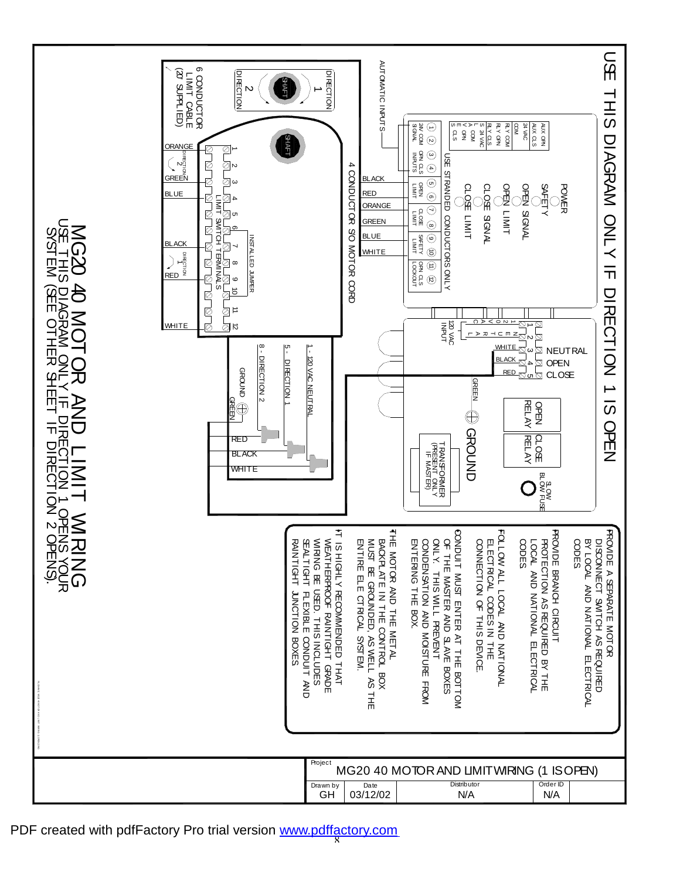# USE THIS DIAGRAM ONLY IF DIRECTION 1 IS OPEN

AUTOMATIC INPUTS

AUX OPN
AUX CLS
24 VAC
COM
RLY COM
RLY OPN
RLY CLS
S 24 VAC
L COM
A
V OPN
E
S CLS

USE STRANDED CONDUCTORS ONLY

① 24V COM SIGNAL ② ③ OPN CLS INPUTS ④ ⑤ OPEN LIMIT ⑥ ⑦ CLOSE LIMIT ⑧ ⑨ SAFETY LIMIT ⑩ ⑪ OPN CLS LOCKOUT ⑫

POWER
SAFETY
OPEN SIGNAL
OPEN LIMIT
CLOSE SIGNAL
CLOSE LIMIT

BLACK
RED
ORANGE
GREEN
BLUE
WHITE

4 CONDUCTOR S/O MOTOR CORD

120 VAC INPUT
1 2 0 V A C — N E U T R A L

1 2 3 4 5
WHITE — NEUTRAL
BLACK — OPEN
RED — CLOSE
GREEN

OPEN RELAY
CLOSE RELAY
SLOW BLOW FUSE
GROUND
TRANSFORMER (PRESENT ONLY IF MASTER)

DIRECTION 1
SHAFT
DIRECTION 2

6 CONDUCTOR LIMIT CABLE (20' SUPPLIED)

SHAFT

ORANGE
DIRECTION 2
GREEN
BLUE
BLACK
DIRECTION 1
RED
WHITE

1 2 3 4 5 6 7 8 9 10 11 12
LIMIT SWITCH TERMINALS
INSTALLED JUMPER

1 - 120 VAC NEUTRAL
5 - DIRECTION 1
8 - DIRECTION 2
GROUND
GREEN

RED
BLACK
WHITE

- PROVIDE A SEPARATE MOTOR DISCONNECT SWITCH AS REQUIRED BY LOCAL AND NATIONAL ELECTRICAL CODES
- PROVIDE BRANCH CIRCUIT PROTECTION AS REQUIRED BY THE LOCAL AND NATIONAL ELECTRICAL CODES
- FOLLOW ALL LOCAL AND NATIONAL ELECTRICAL CODES IN THE CONNECTION OF THIS DEVICE.
- CONDUIT MUST ENTER AT THE BOTTOM OF THE MASTER AND SLAVE BOXES ONLY. THIS WILL PREVENT CONDENSATION AND MOISTURE FROM ENTERING THE BOX.
- THE MOTOR AND THE METAL BACKPLATE IN THE CONTROL BOX MUST BE GROUNDED, AS WELL AS THE ENTIRE ELECTRICAL SYSTEM.
- IT IS HIGHLY RECOMMENDED THAT WEATHERPROOF RAINTIGHT GRADE WIRING BE USED. THIS INCLUDES SEALTIGHT FLEXIBLE CONDUIT AND RAINTIGHT JUNCTION BOXES

## MG20 40 MOTOR AND LIMIT WIRING

USE THIS DIAGRAM ONLY IF DIRECTION 1 OPENS YOUR SYSTEM (SEE OTHER SHEET IF DIRECTION 2 OPENS).

| Project | | | |
|---|---|---|---|
| MG20 40 MOTOR AND LIMIT WIRING (1 IS OPEN) | | | |
| Drawn by | Date | Distributor | Order ID |
| GH | 03/12/02 | N/A | N/A |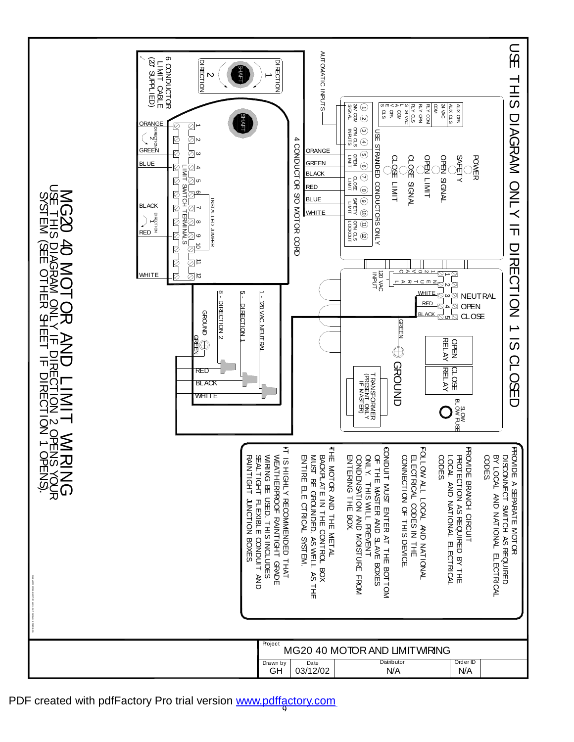# USE THIS DIAGRAM ONLY IF DIRECTION 1 IS CLOSED

AUTOMATIC INPUTS

USE STRANDED CONDUCTORS ONLY

| 1 | 2 | 3 | 4 | 5 | 6 | 7 | 8 | 9 | 10 | 11 | 12 |
|---|---|---|---|---|---|---|---|---|---|---|---|
| 24V SIGNAL | COM | OPN INPUTS | CLS | OPEN LIMIT | | CLOSE LIMIT | | SAFETY LIMIT | | OPN CLS LOCKOUT | |

AUX OPN, AUX CLS, 24 VAC, COM, RLY COM, RLY OPN, RLY CLS, S 24 VAC, L COM, A OPN, V CLS, E S

POWER

SAFETY

OPEN SIGNAL

OPEN LIMIT

CLOSE SIGNAL

CLOSE LIMIT

120 VAC INPUT: 1 NEUTRAL, 2 CONTROL (NEUTRAL / OPEN / CLOSE)

1 — WHITE — NEUTRAL

2

3 — WHITE

4 — RED — OPEN

5 — BLACK — CLOSE

GREEN — GROUND

OPEN RELAY

CLOSE RELAY

SLOW BLOW FUSE

TRANSFORMER (PRESENT ONLY IF MASTER)

4 CONDUCTOR S/O MOTOR CORD: ORANGE, GREEN, BLACK, RED, BLUE, WHITE

DIRECTION 1 — SHAFT — DIRECTION 2

6 CONDUCTOR LIMIT CABLE (20' SUPPLIED)

LIMIT SWITCH TERMINALS 1–12, INSTALLED JUMPER

ORANGE (1), DIRECTION 2, GREEN (3), BLUE (4), BLACK (7), DIRECTION 1, RED (9), WHITE (12)

1 - 120 VAC NEUTRAL — WHITE

5 - DIRECTION 1 — BLACK

8 - DIRECTION 2 — RED

GROUND — GREEN

- PROVIDE A SEPARATE MOTOR DISCONNECT SWITCH AS REQUIRED BY LOCAL AND NATIONAL ELECTRICAL CODES
- PROVIDE BRANCH CIRCUIT PROTECTION AS REQUIRED BY THE LOCAL AND NATIONAL ELECTRICAL CODES
- FOLLOW ALL LOCAL AND NATIONAL ELECTRICAL CODES IN THE CONNECTION OF THIS DEVICE.
- CONDUIT MUST ENTER AT THE BOTTOM OF THE MASTER AND SLAVE BOXES ONLY. THIS WILL PREVENT CONDENSATION AND MOISTURE FROM ENTERING THE BOX.
- THE MOTOR AND THE METAL BACKPLATE IN THE CONTROL BOX MUST BE GROUNDED, AS WELL AS THE ENTIRE ELECTRICAL SYSTEM.
- IT IS HIGHLY RECOMMENDED THAT WEATHERPROOF RAINTIGHT GRADE WIRING BE USED. THIS INCLUDES SEALTIGHT FLEXIBLE CONDUIT AND RAINTIGHT JUNCTION BOXES

## MG20 40 MOTOR AND LIMIT WIRING

USE THIS DIAGRAM ONLY IF DIRECTION 2 OPENS YOUR SYSTEM (SEE OTHER SHEET IF DIRECTION 1 OPENS).

| Project | | | |
|---|---|---|---|
| MG20 40 MOTOR AND LIMIT WIRING | | | |
| Drawn by | Date | Distributor | Order ID |
| GH | 03/12/02 | N/A | N/A |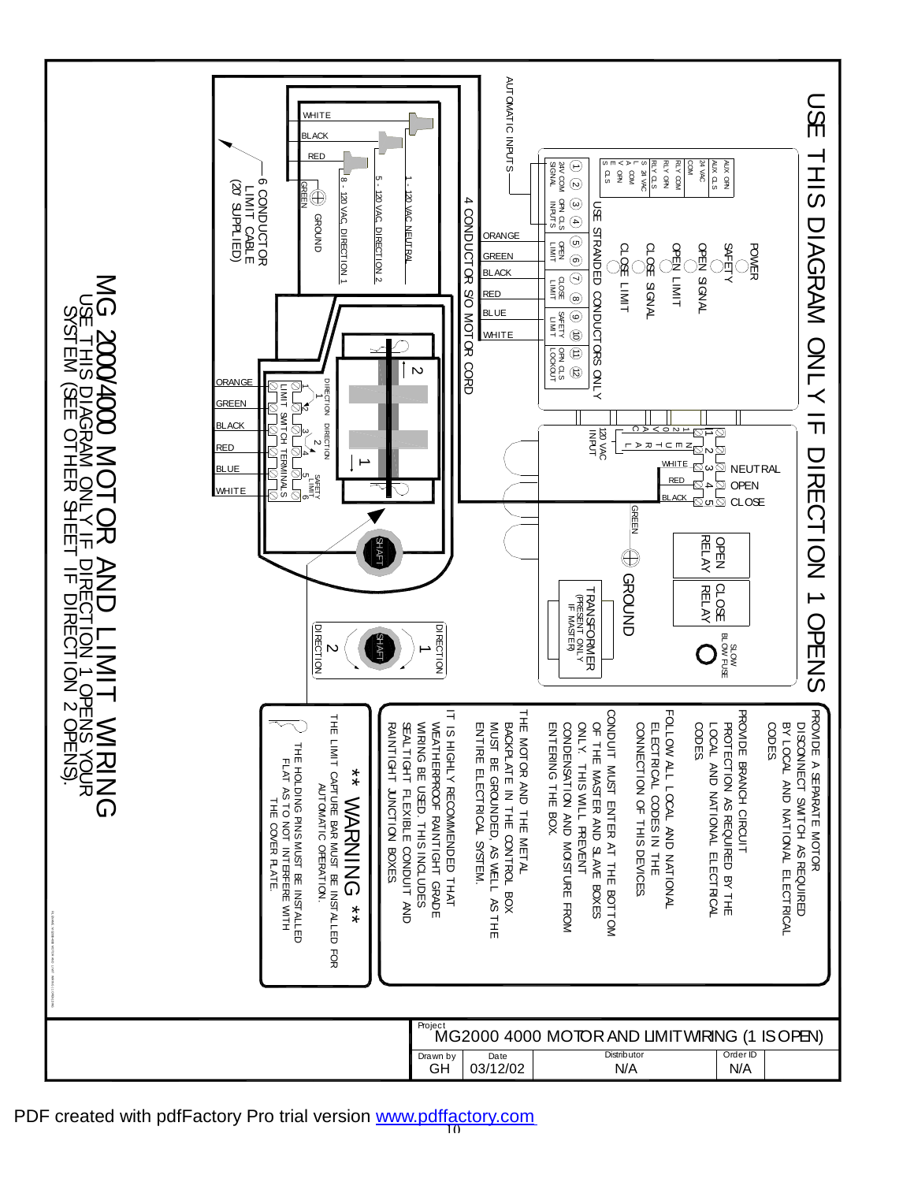# USE THIS DIAGRAM ONLY IF DIRECTION 1 OPENS

AUTOMATIC INPUTS

AUX OPN
AUX CLS
24 VAC
COM
RLY COM
RLY OPN
RLY CLS

S 24 VAC
L COM
A OPN
V CLS
E

① ② ③ ④ ⑤ ⑥ ⑦ ⑧ ⑨ ⑩ ⑪ ⑫

24V COM SIGNAL | OPN CLS INPUTS | OPEN LIMIT | CLOSE LIMIT | SAFETY LIMIT | OPN CLS LOCKOUT

POWER
SAFETY
OPEN SIGNAL
OPEN LIMIT
CLOSE SIGNAL
CLOSE LIMIT

USE STRANDED CONDUCTORS ONLY

4 CONDUCTOR S/O MOTOR CORD

ORANGE
GREEN
BLACK
RED
BLUE
WHITE

120 VAC INPUT

L N 1 2 3 4 5
N E U T R A L
L O C A L

WHITE — 3 — NEUTRAL
RED — 4 — OPEN
BLACK — 5 — CLOSE

GREEN
GROUND

OPEN RELAY
CLOSE RELAY
SLOW BLOW FUSE

TRANSFORMER (PRESENT ONLY IF MASTER)

WHITE
BLACK
RED
GREEN
GROUND

1 - 120 VAC NEUTRAL
5 - 120 VAC DIRECTION 2
8 - 120 VAC DIRECTION 1

6 CONDUCTOR LIMIT CABLE (20' SUPPLIED)

DIRECTION 1
DIRECTION 2
SAFETY LIMIT
LIMIT SWITCH TERMINALS 1 2 3 4 5 6

ORANGE
GREEN
BLACK
RED
BLUE
WHITE

SHAFT

DIRECTION 1
SHAFT
DIRECTION 2

PROVIDE A SEPARATE MOTOR DISCONNECT SWITCH AS REQUIRED BY LOCAL AND NATIONAL ELECTRICAL CODES

PROVIDE BRANCH CIRCUIT PROTECTION AS REQUIRED BY THE LOCAL AND NATIONAL ELECTRICAL CODES

FOLLOW ALL LOCAL AND NATIONAL ELECTRICAL CODES IN THE CONNECTION OF THIS DEVICES

CONDUIT MUST ENTER AT THE BOTTOM OF THE MASTER AND SLAVE BOXES ONLY. THIS WILL PREVENT CONDENSATION AND MOISTURE FROM ENTERING THE BOX.

THE MOTOR AND THE METAL BACKPLATE IN THE CONTROL BOX MUST BE GROUNDED, AS WELL AS THE ENTIRE ELECTRICAL SYSTEM.

IT IS HIGHLY RECOMMENDED THAT WEATHERPROOF RAINTIGHT GRADE WIRING BE USED. THIS INCLUDES SEALTIGHT FLEXIBLE CONDUIT AND RAINTIGHT JUNCTION BOXES.

** WARNING **

THE LIMIT CAPTURE BAR MUST BE INSTALLED FOR AUTOMATIC OPERATION.

THE HOLDING PINS MUST BE INSTALLED FLAT AS TO NOT INTERFERE WITH THE COVER PLATE.

## MG 2000/4000 MOTOR AND LIMIT WIRING

USE THIS DIAGRAM ONLY IF DIRECTION 1 OPENS YOUR SYSTEM (SEE OTHER SHEET IF DIRECTION 2 OPENS).

| Project: MG2000 4000 MOTOR AND LIMIT WIRING (1 IS OPEN) | | | |
|---|---|---|---|
| Drawn by: GH | Date: 03/12/02 | Distributor: N/A | Order ID: N/A |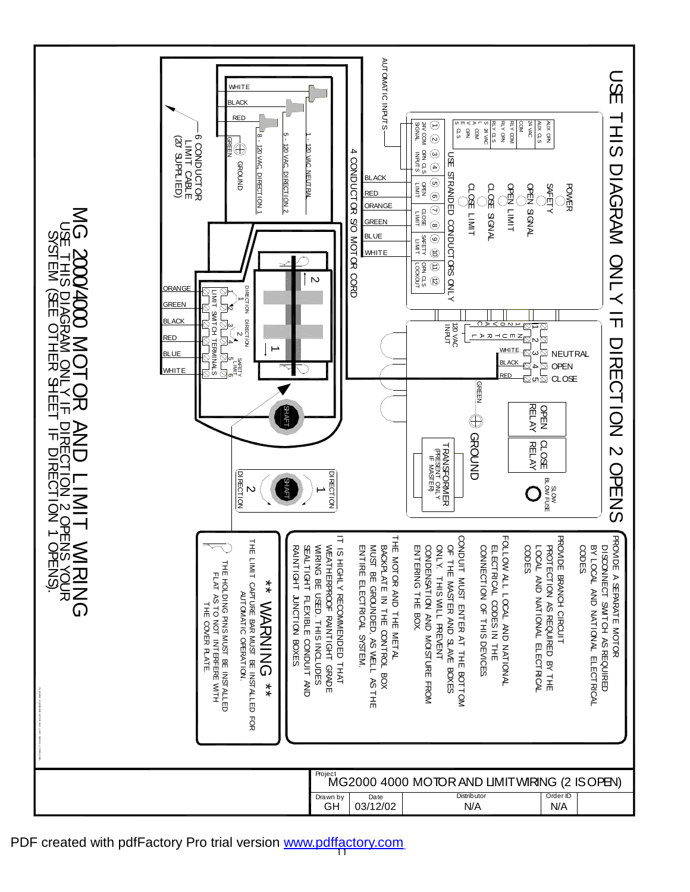# USE THIS DIAGRAM ONLY IF DIRECTION 2 OPENS

AUTOMATIC INPUTS

AUX OPN
AUX CLS
24 VAC
COM
RLY COM
RLY OPN
RLY CLS
S 24 VAC
L COM
A OPN
V CLS
E

① ② ③ ④ ⑤ ⑥ ⑦ ⑧ ⑨ ⑩ ⑪ ⑫

24V COM SIGNAL | OPN CLS INPUTS | OPEN LIMIT | CLOSE LIMIT | SAFETY LIMIT | OPN CLS LOCKOUT

USE STRANDED CONDUCTORS ONLY

POWER
SAFETY
OPEN SIGNAL
OPEN LIMIT
CLOSE SIGNAL
CLOSE LIMIT

4 CONDUCTOR S/O MOTOR CORD

BLACK
RED
ORANGE
GREEN
BLUE
WHITE

1 NEUTRAL
2 OPEN
3 CLOSE (WHITE / BLACK / RED)
120 VAC INPUT
1 2 3 4 5
NEUTRAL
OPEN
CLOSE

GREEN
GROUND

OPEN RELAY
CLOSE RELAY
SLOW BLOW FUSE

TRANSFORMER (PRESENT ONLY IF MASTER)

WHITE — 1 - 120 VAC NEUTRAL
BLACK — 5 - 120 VAC DIRECTION 2
RED — 8 - 120 VAC DIRECTION 1
GREEN — GROUND

6 CONDUCTOR LIMIT CABLE (20' SUPPLIED)

ORANGE
GREEN
BLACK
RED
BLUE
WHITE

DIRECTION 1
DIRECTION 2
SAFETY LIMIT
LIMIT SWITCH TERMINALS
1 2 3 4 5 6

SHAFT

DIRECTION 1
DIRECTION 2
SHAFT

PROVIDE A SEPARATE MOTOR DISCONNECT SWITCH AS REQUIRED BY LOCAL AND NATIONAL ELECTRICAL CODES

PROVIDE BRANCH CIRCUIT PROTECTION AS REQUIRED BY THE LOCAL AND NATIONAL ELECTRICAL CODES

FOLLOW ALL LOCAL AND NATIONAL ELECTRICAL CODES IN THE CONNECTION OF THIS DEVICES

CONDUIT MUST ENTER AT THE BOTTOM OF THE MASTER AND SLAVE BOXES ONLY. THIS WILL PREVENT CONDENSATION AND MOSTURE FROM ENTERING THE BOX.

THE MOTOR AND THE METAL BACKPLATE IN THE CONTROL BOX MUST BE GROUNDED, AS WELL AS THE ENTIRE ELECTRICAL SYSTEM.

IT IS HIGHLY RECOMMENDED THAT WEATHERPROOF RAINTIGHT GRADE WIRING BE USED. THIS INCLUDES SEALTIGHT FLEXIBLE CONDUIT AND RAINTIGHT JUNCTION BOXES.

** WARNING **

THE LIMIT CAPTURE BAR MUST BE INSTALLED FOR AUTOMATIC OPERATION.

THE HOLDING PINS MUST BE INSTALLED FLAT AS TO NOT INTERFERE WITH THE COVER PLATE.

# MG 2000/4000 MOTOR AND LIMIT WIRING

USE THIS DIAGRAM ONLY IF DIRECTION 2 OPENS YOUR SYSTEM (SEE OTHER SHEET IF DIRECTION 1 OPENS).

| Project | | | |
|---|---|---|---|
| MG2000 4000 MOTOR AND LIMIT WIRING (2 IS OPEN) | | | |
| Drawn by: GH | Date: 03/12/02 | Distributor: N/A | Order ID: N/A |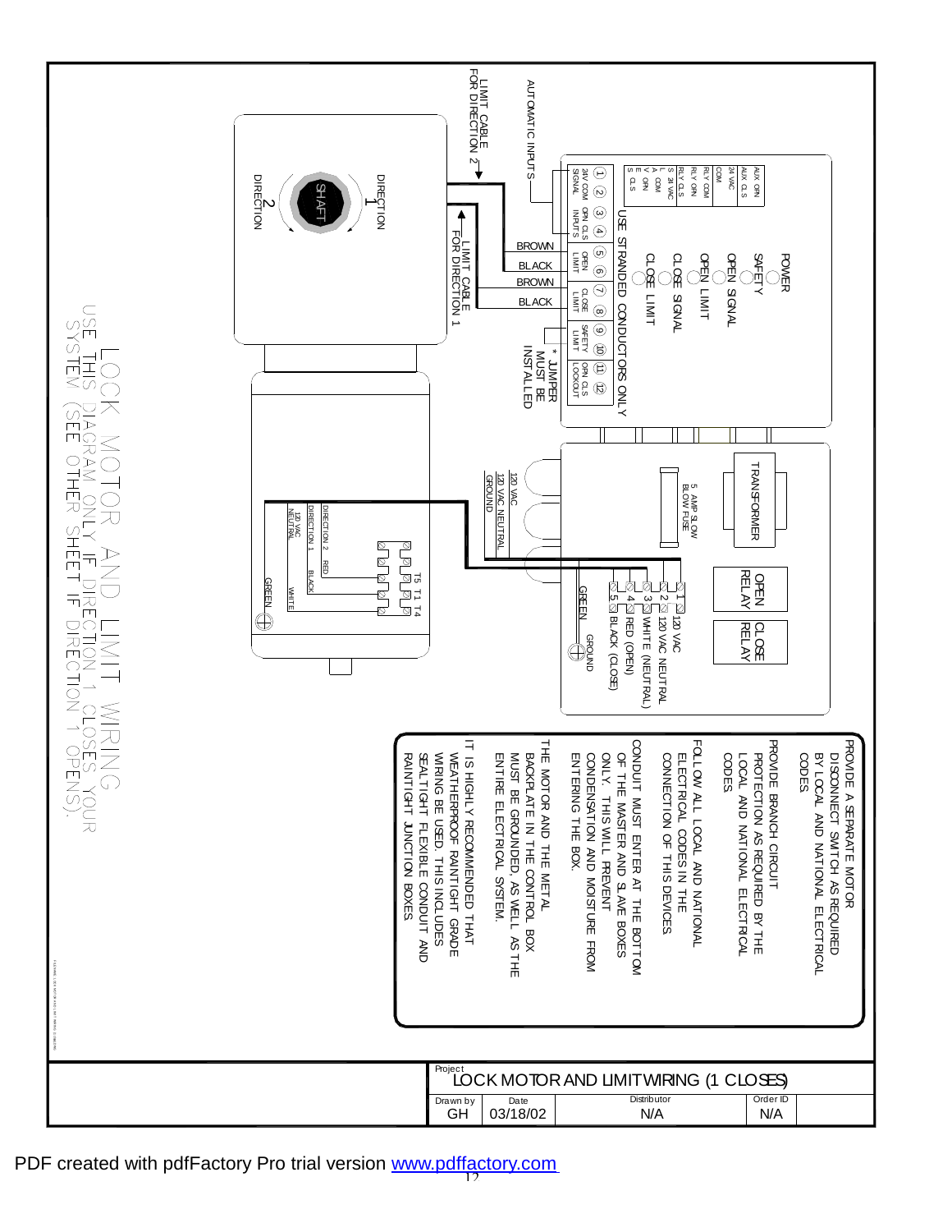# LOCK MOTOR AND LIMIT WIRING

USE THIS DIAGRAM ONLY IF DIRECTION 1 CLOSES YOUR SYSTEM (SEE OTHER SHEET IF DIRECTION 1 OPENS).

AUTOMATIC INPUTS

LIMIT CABLE FOR DIRECTION 2

LIMIT CABLE FOR DIRECTION 1

DIRECTION 1

DIRECTION 2

SHAFT

AUX OPN
AUX CLS
24 VAC
COM
RLY COM
RLY OPN
RLY CLS
S 24 VAC
L COM
A OPN
V CLS
E
S

POWER
SAFETY
OPEN SIGNAL
CLOSE SIGNAL
OPEN LIMIT
CLOSE LIMIT

USE STRANDED CONDUCTORS ONLY

| 1 | 2 | 3 | 4 | 5 | 6 | 7 | 8 | 9 | 10 | 11 | 12 |
|---|---|---|---|---|---|---|---|---|---|---|---|
| 24V SIGNAL | COM | OPN INPUTS | CLS | OPEN LIMIT | | CLOSE LIMIT | | SAFETY LIMIT | | OPN LOCKOUT | CLS |

BROWN
BLACK
BROWN
BLACK

* JUMPER MUST BE INSTALLED

TRANSFORMER

5 AMP SLOW BLOW FUSE

OPEN RELAY

CLOSE RELAY

120 VAC
120 VAC NEUTRAL
GROUND

1 — 120 VAC
2 — 120 VAC NEUTRAL
3 — WHITE (NEUTRAL)
4 — RED (OPEN)
5 — BLACK (CLOSE)

GREEN
GROUND

T5 T1 T4

DIRECTION 2 — RED
DIRECTION 1 — BLACK
120 VAC NEUTRAL — WHITE
GREEN

PROVIDE A SEPARATE MOTOR DISCONNECT SWITCH AS REQUIRED BY LOCAL AND NATIONAL ELECTRICAL CODES

PROVIDE BRANCH CIRCUIT PROTECTION AS REQUIRED BY THE LOCAL AND NATIONAL ELECTRICAL CODES

FOLLOW ALL LOCAL AND NATIONAL ELECTRICAL CODES IN THE CONNECTION OF THIS DEVICES

CONDUIT MUST ENTER AT THE BOTTOM OF THE MASTER AND SLAVE BOXES ONLY. THIS WILL PREVENT CONDENSATION AND MOISTURE FROM ENTERING THE BOX.

THE MOTOR AND THE METAL BACKPLATE IN THE CONTROL BOX MUST BE GROUNDED, AS WELL AS THE ENTIRE ELECTRICAL SYSTEM.

IT IS HIGHLY RECOMMENDED THAT WEATHERPROOF RAINTIGHT GRADE WIRING BE USED. THIS INCLUDES SEALTIGHT FLEXIBLE CONDUIT AND RAINTIGHT JUNCTION BOXES.

| Project | | | |
|---|---|---|---|
| LOCK MOTOR AND LIMIT WIRING (1 CLOSES) | | | |
| Drawn by | Date | Distributor | Order ID |
| GH | 03/18/02 | N/A | N/A |

PDF created with pdfFactory Pro trial version www.pdffactory.com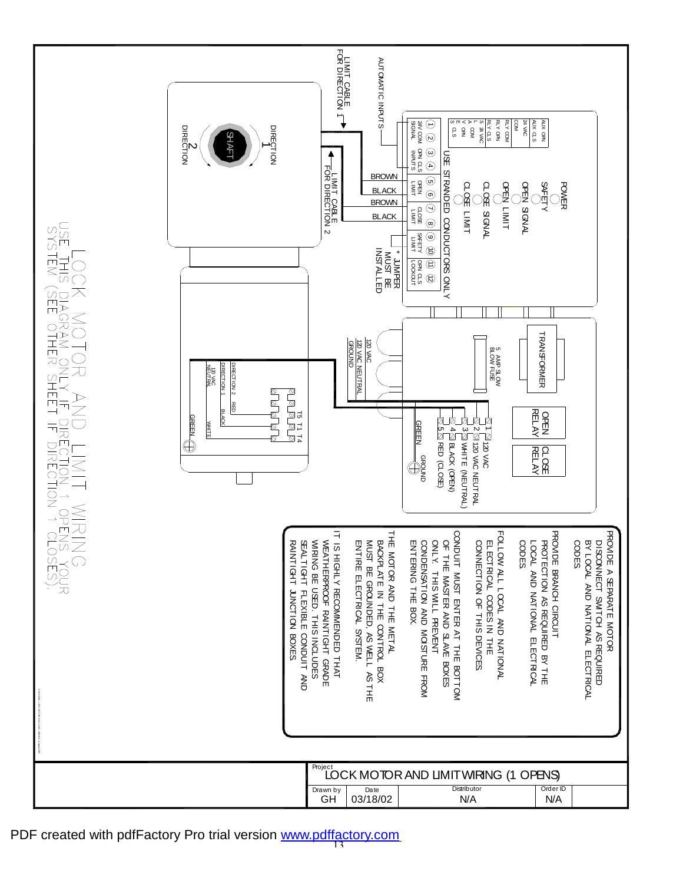# LOCK MOTOR AND LIMIT WIRING

USE THIS DIAGRAM ONLY IF DIRECTION 1 OPENS YOUR SYSTEM (SEE OTHER SHEET IF DIRECTION 1 CLOSES).

AUTOMATIC INPUTS

LIMIT CABLE FOR DIRECTION 1

LIMIT CABLE FOR DIRECTION 2

DIRECTION 1

DIRECTION 2

SHAFT

AUX OPN, AUX CLS, 24 VAC COM, RLY COM, RLY OPN, RLY CLS, S 24 VAC, L COM, A OPN, V CLS, E, S

POWER

SAFETY

OPEN SIGNAL

OPEN LIMIT

CLOSE SIGNAL

CLOSE LIMIT

USE STRANDED CONDUCTORS ONLY

| 1 | 2 | 3 | 4 | 5 | 6 | 7 | 8 | 9 | 10 | 11 | 12 |
|---|---|---|---|---|---|---|---|---|---|---|---|
| 24V COM SIGNAL | | OPN CLS INPUTS | | OPEN LIMIT | | CLOSE LIMIT | | SAFETY LIMIT | | OPN CLS LOCKOUT | |

BROWN, BLACK, BROWN, BLACK

* JUMPER MUST BE INSTALLED

TRANSFORMER

5 AMP SLOW BLOW FUSE

OPEN RELAY

CLOSE RELAY

1 — 120 VAC

2 — 120 VAC NEUTRAL

3 — WHITE (NEUTRAL)

4 — BLACK (OPEN)

5 — RED (CLOSE)

GREEN — GROUND

120 VAC, 120 VAC NEUTRAL, GROUND

DIRECTION 2 — RED

DIRECTION 1 — BLACK

120 VAC NEUTRAL — WHITE

GREEN

T5 T1 T4

PROVIDE A SEPARATE MOTOR DISCONNECT SWITCH AS REQUIRED BY LOCAL AND NATIONAL ELECTRICAL CODES

PROVIDE BRANCH CIRCUIT PROTECTION AS REQUIRED BY THE LOCAL AND NATIONAL ELECTRICAL CODES

FOLLOW ALL LOCAL AND NATIONAL ELECTRICAL CODES IN THE CONNECTION OF THIS DEVICES

CONDUIT MUST ENTER AT THE BOTTOM OF THE MASTER AND SLAVE BOXES ONLY. THIS WILL PREVENT CONDENSATION AND MOISTURE FROM ENTERING THE BOX.

THE MOTOR AND THE METAL BACKPLATE IN THE CONTROL BOX MUST BE GROUNDED, AS WELL AS THE ENTIRE ELECTRICAL SYSTEM.

IT IS HIGHLY RECOMMENDED THAT WEATHERPROOF RAINTIGHT GRADE WIRING BE USED. THIS INCLUDES SEALTIGHT FLEXIBLE CONDUIT AND RAINTIGHT JUNCTION BOXES.

| Project | | | |
|---|---|---|---|
| LOCK MOTOR AND LIMIT WIRING (1 OPENS) | | | |
| Drawn by | Date | Distributor | Order ID |
| GH | 03/18/02 | N/A | N/A |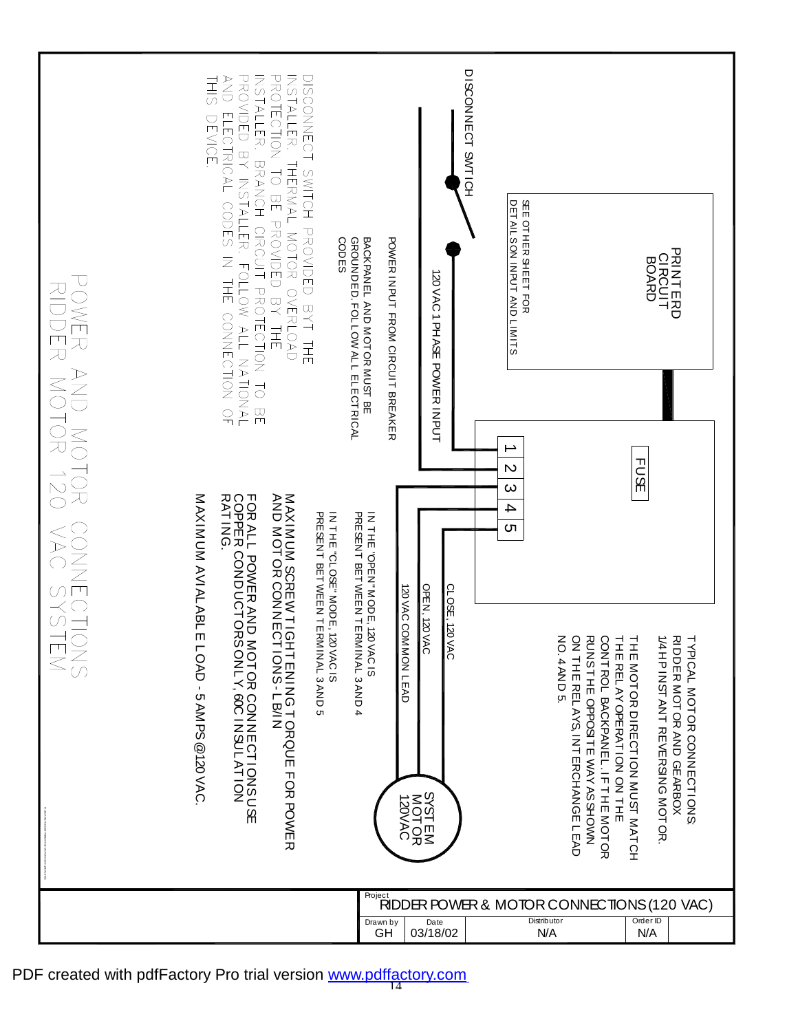# POWER AND MOTOR CONNECTIONS RIDDER MOTOR 120 VAC SYSTEM

PRINTERD CIRCUIT BOARD

SEE OTHER SHEET FOR DETAILS ON INPUT AND LIMITS

FUSE

1 2 3 4 5

DISCONNECT SWITCH

120 VAC 1 PHASE POWER INPUT

POWER INPUT FROM CIRCUIT BREAKER

BACKPANEL AND MOTOR MUST BE GROUNDED. FOLLOW ALL ELECTRICAL CODES

CLOSE, 120 VAC

OPEN, 120 VAC

120 VAC COMMON LEAD

SYSTEM MOTOR 120VAC

TYPICAL MOTOR CONNECTIONS. RIDDER MOTOR AND GEARBOX 1/4 HP INSTANT REVERSING MOTOR.

THE MOTOR DIRECTION MUST MATCH THE RELAY OPERATION ON THE CONTROL BACKPANEL. IF THE MOTOR RUNS THE OPPOSITE WAY AS SHOWN ON THE RELAYS, INTERCHANGE LEAD NO. 4 AND 5.

IN THE "OPEN" MODE, 120 VAC IS PRESENT BETWEEN TERMINAL 3 AND 4

IN THE "CLOSE" MODE, 120 VAC IS PRESENT BETWEEN TERMINAL 3 AND 5

MAXIMUM SCREW TIGHTENING TORQUE FOR POWER AND MOTOR CONNECTIONS - LB/IN

FOR ALL POWER AND MOTOR CONNECTIONS USE COPPER CONDUCTORS ONLY, 60C INSULATION RATING.

MAXIMUM AVIALABLE LOAD - 5 AMPS @ 120 VAC.

DISCONNECT SWITCH PROVIDED BYT THE INSTALLER. THERMAL MOTOR OVERLOAD PROTECTION TO BE PROVIDED BY THE INSTALLER. BRANCH CIRCUIT PROTECTION TO BE PROVIDED BY INSTALLER. FOLLOW ALL NATIONAL AND ELECTRICAL CODES IN THE CONNECTION OF THIS DEVICE.

| Project | | | |
|---|---|---|---|
| RIDDER POWER & MOTOR CONNECTIONS (120 VAC) | | | |
| Drawn by | Date | Distributor | Order ID |
| GH | 03/18/02 | N/A | N/A |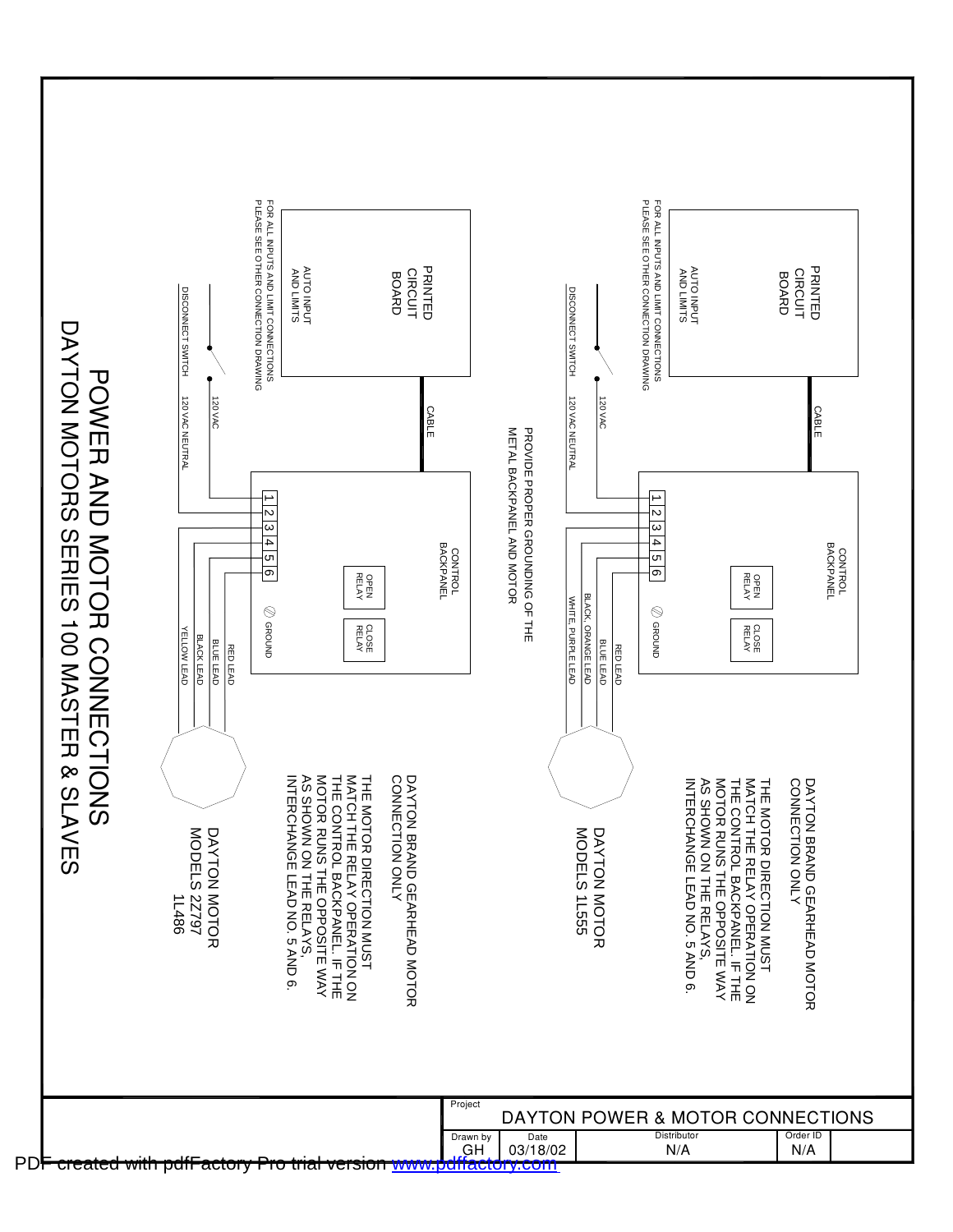# POWER AND MOTOR CONNECTIONS
## DAYTON MOTORS SERIES 100 MASTER & SLAVES

PRINTED CIRCUIT BOARD

AUTO INPUT AND LIMITS

FOR ALL INPUTS AND LIMIT CONNECTIONS PLEASE SEE OTHER CONNECTION DRAWING

CABLE

CONTROL BACKPANEL

OPEN RELAY

CLOSE RELAY

GROUND

DISCONNECT SWITCH

120 VAC

120 VAC NEUTRAL

1 2 3 4 5 6

RED LEAD

BLUE LEAD

BLACK, ORANGE LEAD

WHITE, PURPLE LEAD

DAYTON MOTOR MODELS 1L555

DAYTON BRAND GEARHEAD MOTOR CONNECTION ONLY

THE MOTOR DIRECTION MUST MATCH THE RELAY OPERATION ON THE CONTROL BACKPANEL. IF THE MOTOR RUNS THE OPPOSITE WAY AS SHOWN ON THE RELAYS, INTERCHANGE LEAD NO. 5 AND 6.

PROVIDE PROPER GROUNDING OF THE METAL BACKPANEL AND MOTOR

PRINTED CIRCUIT BOARD

AUTO INPUT AND LIMITS

FOR ALL INPUTS AND LIMIT CONNECTIONS PLEASE SEE OTHER CONNECTION DRAWING

CABLE

CONTROL BACKPANEL

OPEN RELAY

CLOSE RELAY

GROUND

DISCONNECT SWITCH

120 VAC

120 VAC NEUTRAL

1 2 3 4 5 6

RED LEAD

BLUE LEAD

BLACK LEAD

YELLOW LEAD

DAYTON MOTOR MODELS 2Z797 1L486

DAYTON BRAND GEARHEAD MOTOR CONNECTION ONLY

THE MOTOR DIRECTION MUST MATCH THE RELAY OPERATION ON THE CONTROL BACKPANEL. IF THE MOTOR RUNS THE OPPOSITE WAY AS SHOWN ON THE RELAYS, INTERCHANGE LEAD NO. 5 AND 6.

| Project | DAYTON POWER & MOTOR CONNECTIONS | | |
|---|---|---|---|
| Drawn by | Date | Distributor | Order ID |
| GH | 03/18/02 | N/A | N/A |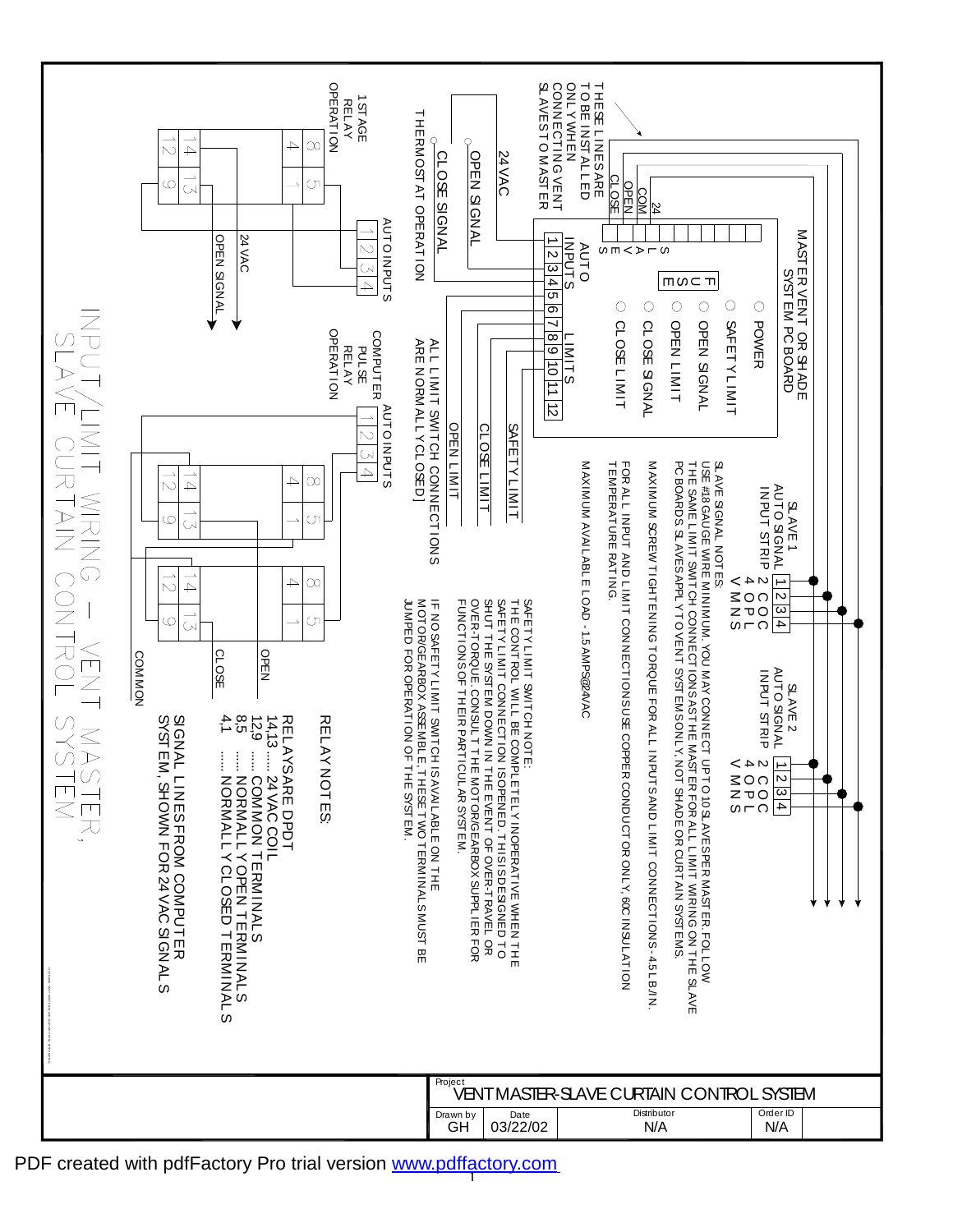# INPUT/LIMIT WIRING – VENT MASTER, SLAVE CURTAIN CONTROL SYSTEM

THESE LINES ARE TO BE INSTALLED ONLY WHEN CONNECTING VENT SLAVES TO MASTER

24 COM OPEN CLOSE

MASTER VENT OR SHADE SYSTEM PC BOARD

SLAVES

FUSE

AUTO INPUTS 1 2 3 4

LIMITS 5 6 7 8 9 10 11 12

- POWER
- SAFETY LIMIT
- OPEN SIGNAL
- OPEN LIMIT
- CLOSE SIGNAL
- CLOSE LIMIT

24 VAC

OPEN SIGNAL

CLOSE SIGNAL

THERMOSTAT OPERATION

SAFETY LIMIT

CLOSE LIMIT

OPEN LIMIT

ALL LIMIT SWITCH CONNECTIONS ARE NORMALLY CLOSED

1ST AGE RELAY OPERATION

AUTO INPUTS 1 2 3 4

24 VAC

OPEN SIGNAL

COMPUTER PULSE RELAY OPERATION

AUTO INPUTS 1 2 3 4

OPEN

CLOSE

COMMON

SLAVE 1 AUTO SIGNAL INPUT STRIP: 1 2 3 4 — 24V COM OPN CLS

SLAVE 2 AUTO SIGNAL INPUT STRIP: 1 2 3 4 — 24V COM OPN CLS

SLAVE SIGNAL NOTES:
USE #18 GAUGE WIRE MINIMUM. YOU MAY CONNECT UP TO 10 SLAVES PER MASTER. FOLLOW THE SAME LIMIT SWITCH CONNECTIONS AS THE MASTER FOR ALL LIMIT WIRING ON THE SLAVE PC BOARDS. SLAVES APPLY TO VENT SYSTEMS ONLY, NOT SHADE OR CURTAIN SYSTEMS.

MAXIMUM SCREW TIGHTENING TORQUE FOR ALL INPUTS AND LIMIT CONNECTIONS - 4.5 LB/IN.

FOR ALL INPUT AND LIMIT CONNECTIONS USE COPPER CONDUCTOR ONLY, 60C INSULATION TEMPERATURE RATING.

MAXIMUM AVAILABLE LOAD - 1.5 AMPS@24VAC

SAFETY LIMIT SWITCH NOTE:
THE CONTROL WILL BE COMPLETELY INOPERATIVE WHEN THE SAFETY LIMIT CONNECTION IS OPENED. THIS IS DESIGNED TO SHUT THE SYSTEM DOWN IN THE EVENT OF OVER-TRAVEL OR OVER-TORQUE. CONSULT THE MOTOR/GEARBOX SUPPLIER FOR FUNCTIONS OF THEIR PARTICULAR SYSTEM.

IF NO SAFETY LIMIT SWITCH IS AVAILABLE ON THE MOTOR/GEARBOX ASSEMBLE, THESE TWO TERMINALS MUST BE JUMPED FOR OPERATION OF THE SYSTEM.

RELAY NOTES:
RELAYS ARE DPDT
14,13 ..... 24 VAC COIL
12,9 ..... COMMON TERMINALS
8,5 ..... NORMALLY OPEN TERMINALS
4,1 ..... NORMALLY CLOSED TERMINALS

SIGNAL LINES FROM COMPUTER SYSTEM, SHOWN FOR 24 VAC SIGNALS

| Project | VENT MASTER-SLAVE CURTAIN CONTROL SYSTEM | | |
|---|---|---|---|
| Drawn by: GH | Date: 03/22/02 | Distributor: N/A | Order ID: N/A |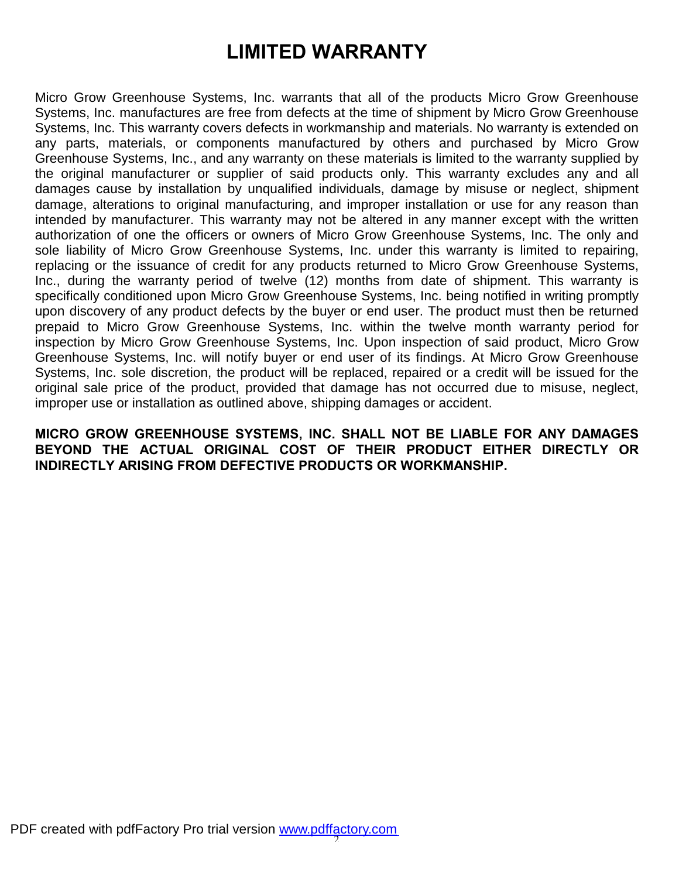# LIMITED WARRANTY

Micro Grow Greenhouse Systems, Inc. warrants that all of the products Micro Grow Greenhouse Systems, Inc. manufactures are free from defects at the time of shipment by Micro Grow Greenhouse Systems, Inc. This warranty covers defects in workmanship and materials. No warranty is extended on any parts, materials, or components manufactured by others and purchased by Micro Grow Greenhouse Systems, Inc., and any warranty on these materials is limited to the warranty supplied by the original manufacturer or supplier of said products only. This warranty excludes any and all damages cause by installation by unqualified individuals, damage by misuse or neglect, shipment damage, alterations to original manufacturing, and improper installation or use for any reason than intended by manufacturer. This warranty may not be altered in any manner except with the written authorization of one the officers or owners of Micro Grow Greenhouse Systems, Inc. The only and sole liability of Micro Grow Greenhouse Systems, Inc. under this warranty is limited to repairing, replacing or the issuance of credit for any products returned to Micro Grow Greenhouse Systems, Inc., during the warranty period of twelve (12) months from date of shipment. This warranty is specifically conditioned upon Micro Grow Greenhouse Systems, Inc. being notified in writing promptly upon discovery of any product defects by the buyer or end user. The product must then be returned prepaid to Micro Grow Greenhouse Systems, Inc. within the twelve month warranty period for inspection by Micro Grow Greenhouse Systems, Inc. Upon inspection of said product, Micro Grow Greenhouse Systems, Inc. will notify buyer or end user of its findings. At Micro Grow Greenhouse Systems, Inc. sole discretion, the product will be replaced, repaired or a credit will be issued for the original sale price of the product, provided that damage has not occurred due to misuse, neglect, improper use or installation as outlined above, shipping damages or accident.

**MICRO GROW GREENHOUSE SYSTEMS, INC. SHALL NOT BE LIABLE FOR ANY DAMAGES BEYOND THE ACTUAL ORIGINAL COST OF THEIR PRODUCT EITHER DIRECTLY OR INDIRECTLY ARISING FROM DEFECTIVE PRODUCTS OR WORKMANSHIP.**